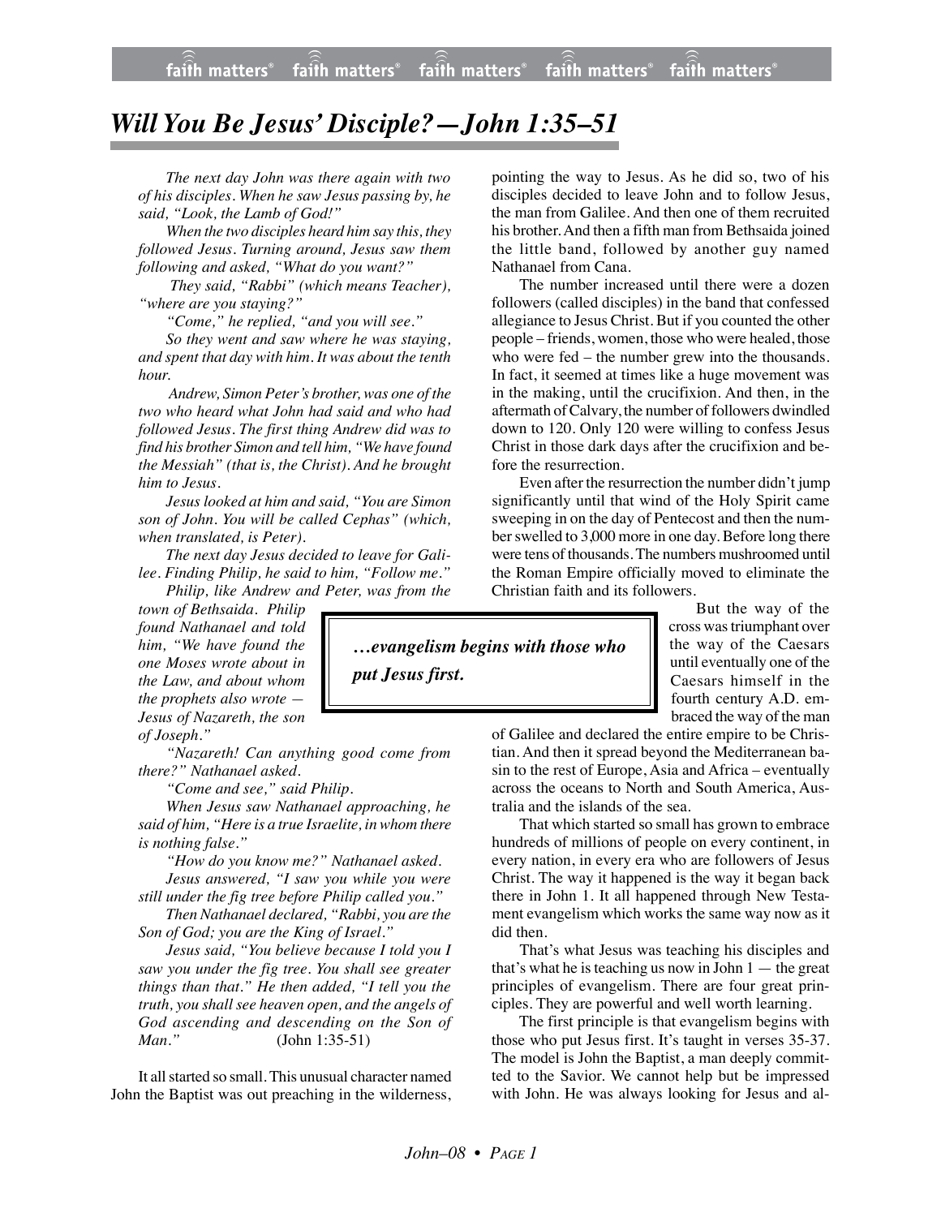# *Will You Be Jesus' Disciple?—John 1:35–51*

*The next day John was there again with two of his disciples. When he saw Jesus passing by, he said, "Look, the Lamb of God!"*

*When the two disciples heard him say this, they followed Jesus. Turning around, Jesus saw them following and asked, "What do you want?"*

*They said, "Rabbi" (which means Teacher), "where are you staying?"*

*"Come," he replied, "and you will see."*

*So they went and saw where he was staying, and spent that day with him. It was about the tenth hour.*

*Andrew, Simon Peter's brother, was one of the two who heard what John had said and who had followed Jesus. The first thing Andrew did was to find his brother Simon and tell him, "We have found the Messiah" (that is, the Christ). And he brought him to Jesus.*

*Jesus looked at him and said, "You are Simon son of John. You will be called Cephas" (which, when translated, is Peter).*

*The next day Jesus decided to leave for Galilee. Finding Philip, he said to him, "Follow me."*

*Philip, like Andrew and Peter, was from the town of Bethsaida. Philip found Nathanael and told him, "We have found the one Moses wrote about in the Law, and about whom the prophets also wrote — Jesus of Nazareth, the son of Joseph."*

*"Nazareth! Can anything good come from there?" Nathanael asked.*

*"Come and see," said Philip.*

*When Jesus saw Nathanael approaching, he said of him, "Here is a true Israelite, in whom there is nothing false."*

*"How do you know me?" Nathanael asked.*

*Jesus answered, "I saw you while you were still under the fig tree before Philip called you."*

*Then Nathanael declared, "Rabbi, you are the Son of God; you are the King of Israel."*

*Jesus said, "You believe because I told you I saw you under the fig tree. You shall see greater things than that." He then added, "I tell you the truth, you shall see heaven open, and the angels of God ascending and descending on the Son of Man."* (John 1:35-51)

It all started so small. This unusual character named John the Baptist was out preaching in the wilderness, pointing the way to Jesus. As he did so, two of his disciples decided to leave John and to follow Jesus, the man from Galilee. And then one of them recruited his brother. And then a fifth man from Bethsaida joined the little band, followed by another guy named Nathanael from Cana.

The number increased until there were a dozen followers (called disciples) in the band that confessed allegiance to Jesus Christ. But if you counted the other people – friends, women, those who were healed, those who were fed – the number grew into the thousands. In fact, it seemed at times like a huge movement was in the making, until the crucifixion. And then, in the aftermath of Calvary, the number of followers dwindled down to 120. Only 120 were willing to confess Jesus Christ in those dark days after the crucifixion and before the resurrection.

Even after the resurrection the number didn't jump significantly until that wind of the Holy Spirit came sweeping in on the day of Pentecost and then the number swelled to 3,000 more in one day. Before long there were tens of thousands. The numbers mushroomed until the Roman Empire officially moved to eliminate the Christian faith and its followers.

> ***…evangelism begins with those who put Jesus first.***

But the way of the cross was triumphant over the way of the Caesars until eventually one of the Caesars himself in the fourth century A.D. embraced the way of the man of Galilee and declared the entire empire to be Christian. And then it spread beyond the Mediterranean basin to the rest of Europe, Asia and Africa – eventually across the oceans to North and South America, Australia and the islands of the sea.

That which started so small has grown to embrace hundreds of millions of people on every continent, in every nation, in every era who are followers of Jesus Christ. The way it happened is the way it began back there in John 1. It all happened through New Testament evangelism which works the same way now as it did then.

That's what Jesus was teaching his disciples and that's what he is teaching us now in John 1 — the great principles of evangelism. There are four great principles. They are powerful and well worth learning.

The first principle is that evangelism begins with those who put Jesus first. It's taught in verses 35-37. The model is John the Baptist, a man deeply committed to the Savior. We cannot help but be impressed with John. He was always looking for Jesus and al-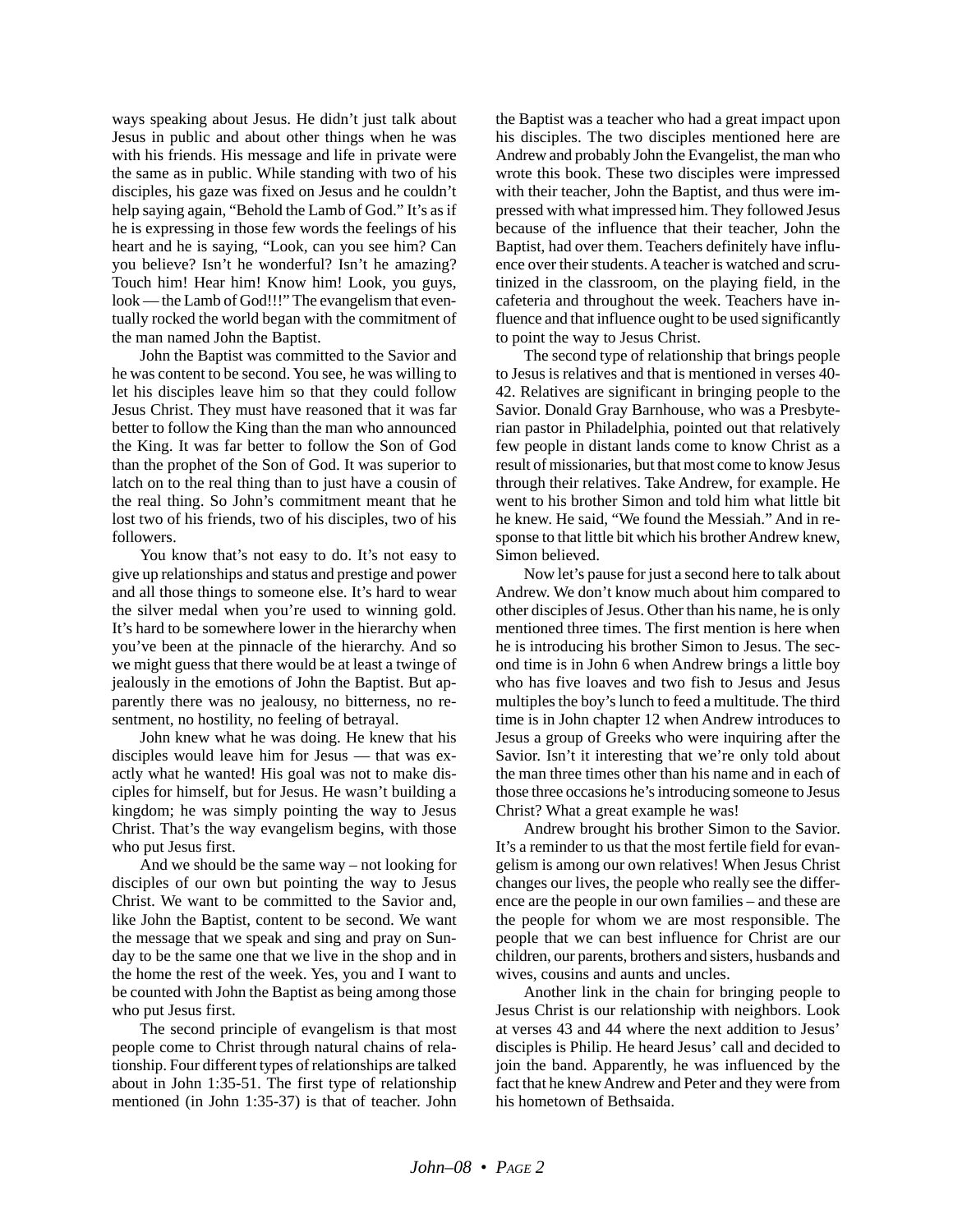ways speaking about Jesus. He didn't just talk about Jesus in public and about other things when he was with his friends. His message and life in private were the same as in public. While standing with two of his disciples, his gaze was fixed on Jesus and he couldn't help saying again, "Behold the Lamb of God." It's as if he is expressing in those few words the feelings of his heart and he is saying, "Look, can you see him? Can you believe? Isn't he wonderful? Isn't he amazing? Touch him! Hear him! Know him! Look, you guys, look — the Lamb of God!!!" The evangelism that eventually rocked the world began with the commitment of the man named John the Baptist.

John the Baptist was committed to the Savior and he was content to be second. You see, he was willing to let his disciples leave him so that they could follow Jesus Christ. They must have reasoned that it was far better to follow the King than the man who announced the King. It was far better to follow the Son of God than the prophet of the Son of God. It was superior to latch on to the real thing than to just have a cousin of the real thing. So John's commitment meant that he lost two of his friends, two of his disciples, two of his followers.

You know that's not easy to do. It's not easy to give up relationships and status and prestige and power and all those things to someone else. It's hard to wear the silver medal when you're used to winning gold. It's hard to be somewhere lower in the hierarchy when you've been at the pinnacle of the hierarchy. And so we might guess that there would be at least a twinge of jealously in the emotions of John the Baptist. But apparently there was no jealousy, no bitterness, no resentment, no hostility, no feeling of betrayal.

John knew what he was doing. He knew that his disciples would leave him for Jesus — that was exactly what he wanted! His goal was not to make disciples for himself, but for Jesus. He wasn't building a kingdom; he was simply pointing the way to Jesus Christ. That's the way evangelism begins, with those who put Jesus first.

And we should be the same way – not looking for disciples of our own but pointing the way to Jesus Christ. We want to be committed to the Savior and, like John the Baptist, content to be second. We want the message that we speak and sing and pray on Sunday to be the same one that we live in the shop and in the home the rest of the week. Yes, you and I want to be counted with John the Baptist as being among those who put Jesus first.

The second principle of evangelism is that most people come to Christ through natural chains of relationship. Four different types of relationships are talked about in John 1:35-51. The first type of relationship mentioned (in John 1:35-37) is that of teacher. John the Baptist was a teacher who had a great impact upon his disciples. The two disciples mentioned here are Andrew and probably John the Evangelist, the man who wrote this book. These two disciples were impressed with their teacher, John the Baptist, and thus were impressed with what impressed him. They followed Jesus because of the influence that their teacher, John the Baptist, had over them. Teachers definitely have influence over their students. A teacher is watched and scrutinized in the classroom, on the playing field, in the cafeteria and throughout the week. Teachers have influence and that influence ought to be used significantly to point the way to Jesus Christ.

The second type of relationship that brings people to Jesus is relatives and that is mentioned in verses 40-42. Relatives are significant in bringing people to the Savior. Donald Gray Barnhouse, who was a Presbyterian pastor in Philadelphia, pointed out that relatively few people in distant lands come to know Christ as a result of missionaries, but that most come to know Jesus through their relatives. Take Andrew, for example. He went to his brother Simon and told him what little bit he knew. He said, "We found the Messiah." And in response to that little bit which his brother Andrew knew, Simon believed.

Now let's pause for just a second here to talk about Andrew. We don't know much about him compared to other disciples of Jesus. Other than his name, he is only mentioned three times. The first mention is here when he is introducing his brother Simon to Jesus. The second time is in John 6 when Andrew brings a little boy who has five loaves and two fish to Jesus and Jesus multiples the boy's lunch to feed a multitude. The third time is in John chapter 12 when Andrew introduces to Jesus a group of Greeks who were inquiring after the Savior. Isn't it interesting that we're only told about the man three times other than his name and in each of those three occasions he's introducing someone to Jesus Christ? What a great example he was!

Andrew brought his brother Simon to the Savior. It's a reminder to us that the most fertile field for evangelism is among our own relatives! When Jesus Christ changes our lives, the people who really see the difference are the people in our own families – and these are the people for whom we are most responsible. The people that we can best influence for Christ are our children, our parents, brothers and sisters, husbands and wives, cousins and aunts and uncles.

Another link in the chain for bringing people to Jesus Christ is our relationship with neighbors. Look at verses 43 and 44 where the next addition to Jesus' disciples is Philip. He heard Jesus' call and decided to join the band. Apparently, he was influenced by the fact that he knew Andrew and Peter and they were from his hometown of Bethsaida.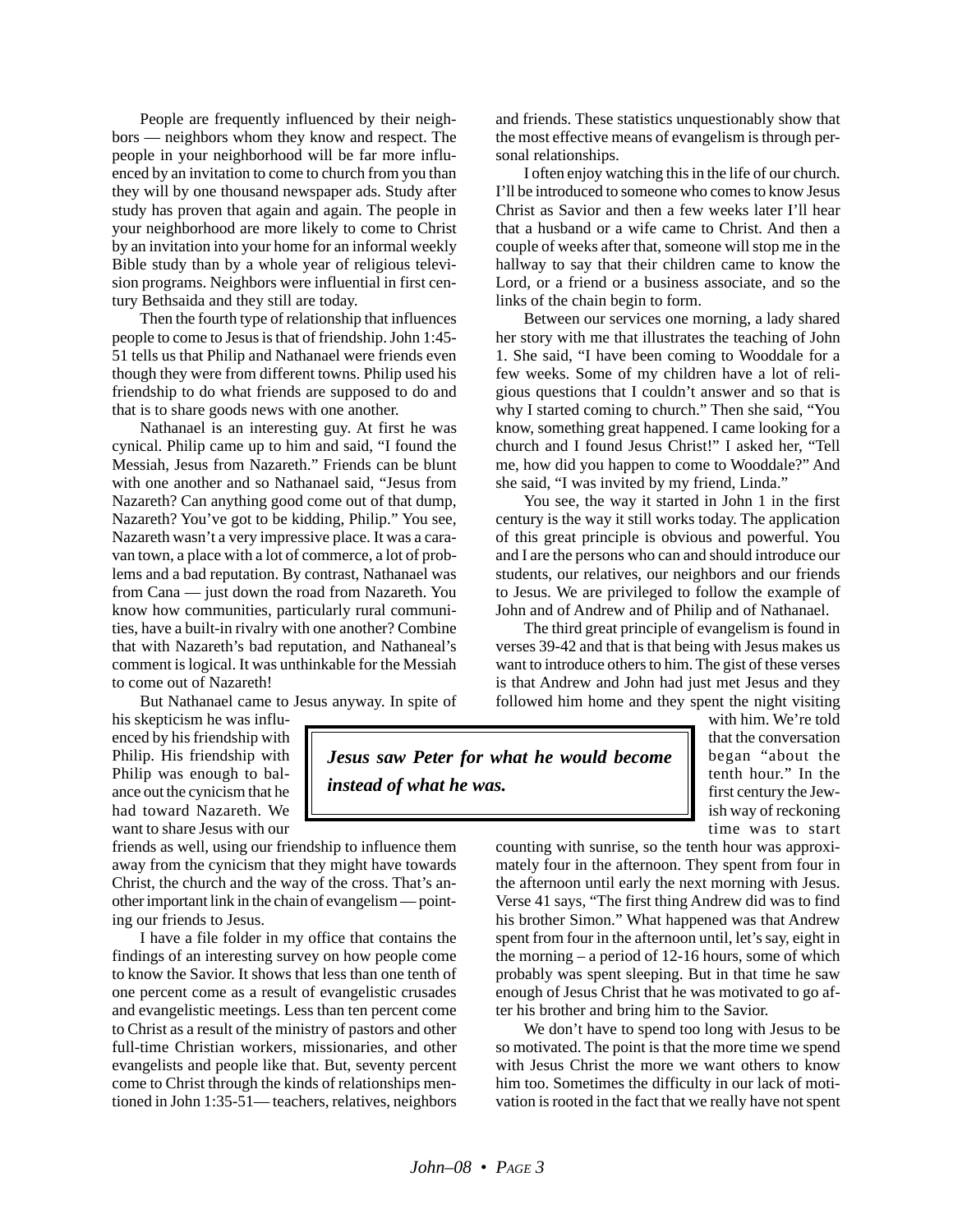People are frequently influenced by their neighbors — neighbors whom they know and respect. The people in your neighborhood will be far more influenced by an invitation to come to church from you than they will by one thousand newspaper ads. Study after study has proven that again and again. The people in your neighborhood are more likely to come to Christ by an invitation into your home for an informal weekly Bible study than by a whole year of religious television programs. Neighbors were influential in first century Bethsaida and they still are today.

Then the fourth type of relationship that influences people to come to Jesus is that of friendship. John 1:45-51 tells us that Philip and Nathanael were friends even though they were from different towns. Philip used his friendship to do what friends are supposed to do and that is to share goods news with one another.

Nathanael is an interesting guy. At first he was cynical. Philip came up to him and said, "I found the Messiah, Jesus from Nazareth." Friends can be blunt with one another and so Nathanael said, "Jesus from Nazareth? Can anything good come out of that dump, Nazareth? You've got to be kidding, Philip." You see, Nazareth wasn't a very impressive place. It was a caravan town, a place with a lot of commerce, a lot of problems and a bad reputation. By contrast, Nathanael was from Cana — just down the road from Nazareth. You know how communities, particularly rural communities, have a built-in rivalry with one another? Combine that with Nazareth's bad reputation, and Nathaneal's comment is logical. It was unthinkable for the Messiah to come out of Nazareth!

But Nathanael came to Jesus anyway. In spite of his skepticism he was influenced by his friendship with Philip. His friendship with Philip was enough to balance out the cynicism that he had toward Nazareth. We want to share Jesus with our friends as well, using our friendship to influence them away from the cynicism that they might have towards Christ, the church and the way of the cross. That's another important link in the chain of evangelism — pointing our friends to Jesus.

I have a file folder in my office that contains the findings of an interesting survey on how people come to know the Savior. It shows that less than one tenth of one percent come as a result of evangelistic crusades and evangelistic meetings. Less than ten percent come to Christ as a result of the ministry of pastors and other full-time Christian workers, missionaries, and other evangelists and people like that. But, seventy percent come to Christ through the kinds of relationships mentioned in John 1:35-51— teachers, relatives, neighbors and friends. These statistics unquestionably show that the most effective means of evangelism is through personal relationships.

I often enjoy watching this in the life of our church. I'll be introduced to someone who comes to know Jesus Christ as Savior and then a few weeks later I'll hear that a husband or a wife came to Christ. And then a couple of weeks after that, someone will stop me in the hallway to say that their children came to know the Lord, or a friend or a business associate, and so the links of the chain begin to form.

Between our services one morning, a lady shared her story with me that illustrates the teaching of John 1. She said, "I have been coming to Wooddale for a few weeks. Some of my children have a lot of religious questions that I couldn't answer and so that is why I started coming to church." Then she said, "You know, something great happened. I came looking for a church and I found Jesus Christ!" I asked her, "Tell me, how did you happen to come to Wooddale?" And she said, "I was invited by my friend, Linda."

You see, the way it started in John 1 in the first century is the way it still works today. The application of this great principle is obvious and powerful. You and I are the persons who can and should introduce our students, our relatives, our neighbors and our friends to Jesus. We are privileged to follow the example of John and of Andrew and of Philip and of Nathanael.

The third great principle of evangelism is found in verses 39-42 and that is that being with Jesus makes us want to introduce others to him. The gist of these verses is that Andrew and John had just met Jesus and they followed him home and they spent the night visiting with him. We're told that the conversation began "about the tenth hour." In the first century the Jewish way of reckoning time was to start counting with sunrise, so the tenth hour was approximately four in the afternoon. They spent from four in the afternoon until early the next morning with Jesus. Verse 41 says, "The first thing Andrew did was to find his brother Simon." What happened was that Andrew spent from four in the afternoon until, let's say, eight in the morning – a period of 12-16 hours, some of which probably was spent sleeping. But in that time he saw enough of Jesus Christ that he was motivated to go after his brother and bring him to the Savior.

> ***Jesus saw Peter for what he would become instead of what he was.***

We don't have to spend too long with Jesus to be so motivated. The point is that the more time we spend with Jesus Christ the more we want others to know him too. Sometimes the difficulty in our lack of motivation is rooted in the fact that we really have not spent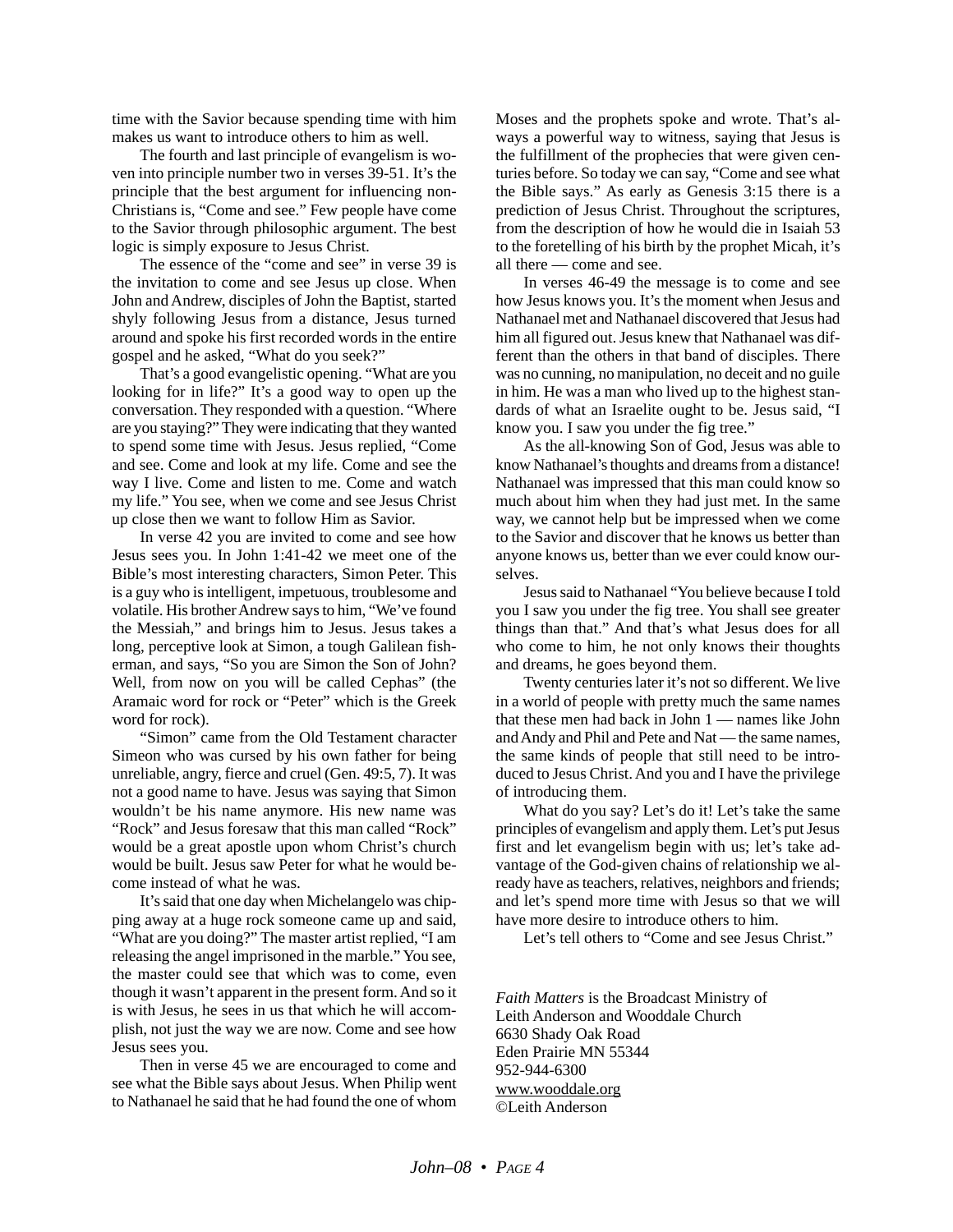time with the Savior because spending time with him makes us want to introduce others to him as well.

The fourth and last principle of evangelism is woven into principle number two in verses 39-51. It's the principle that the best argument for influencing non-Christians is, "Come and see." Few people have come to the Savior through philosophic argument. The best logic is simply exposure to Jesus Christ.

The essence of the "come and see" in verse 39 is the invitation to come and see Jesus up close. When John and Andrew, disciples of John the Baptist, started shyly following Jesus from a distance, Jesus turned around and spoke his first recorded words in the entire gospel and he asked, "What do you seek?"

That's a good evangelistic opening. "What are you looking for in life?" It's a good way to open up the conversation. They responded with a question. "Where are you staying?" They were indicating that they wanted to spend some time with Jesus. Jesus replied, "Come and see. Come and look at my life. Come and see the way I live. Come and listen to me. Come and watch my life." You see, when we come and see Jesus Christ up close then we want to follow Him as Savior.

In verse 42 you are invited to come and see how Jesus sees you. In John 1:41-42 we meet one of the Bible's most interesting characters, Simon Peter. This is a guy who is intelligent, impetuous, troublesome and volatile. His brother Andrew says to him, "We've found the Messiah," and brings him to Jesus. Jesus takes a long, perceptive look at Simon, a tough Galilean fisherman, and says, "So you are Simon the Son of John? Well, from now on you will be called Cephas" (the Aramaic word for rock or "Peter" which is the Greek word for rock).

"Simon" came from the Old Testament character Simeon who was cursed by his own father for being unreliable, angry, fierce and cruel (Gen. 49:5, 7). It was not a good name to have. Jesus was saying that Simon wouldn't be his name anymore. His new name was "Rock" and Jesus foresaw that this man called "Rock" would be a great apostle upon whom Christ's church would be built. Jesus saw Peter for what he would become instead of what he was.

It's said that one day when Michelangelo was chipping away at a huge rock someone came up and said, "What are you doing?" The master artist replied, "I am releasing the angel imprisoned in the marble." You see, the master could see that which was to come, even though it wasn't apparent in the present form. And so it is with Jesus, he sees in us that which he will accomplish, not just the way we are now. Come and see how Jesus sees you.

Then in verse 45 we are encouraged to come and see what the Bible says about Jesus. When Philip went to Nathanael he said that he had found the one of whom Moses and the prophets spoke and wrote. That's always a powerful way to witness, saying that Jesus is the fulfillment of the prophecies that were given centuries before. So today we can say, "Come and see what the Bible says." As early as Genesis 3:15 there is a prediction of Jesus Christ. Throughout the scriptures, from the description of how he would die in Isaiah 53 to the foretelling of his birth by the prophet Micah, it's all there — come and see.

In verses 46-49 the message is to come and see how Jesus knows you. It's the moment when Jesus and Nathanael met and Nathanael discovered that Jesus had him all figured out. Jesus knew that Nathanael was different than the others in that band of disciples. There was no cunning, no manipulation, no deceit and no guile in him. He was a man who lived up to the highest standards of what an Israelite ought to be. Jesus said, "I know you. I saw you under the fig tree."

As the all-knowing Son of God, Jesus was able to know Nathanael's thoughts and dreams from a distance! Nathanael was impressed that this man could know so much about him when they had just met. In the same way, we cannot help but be impressed when we come to the Savior and discover that he knows us better than anyone knows us, better than we ever could know ourselves.

Jesus said to Nathanael "You believe because I told you I saw you under the fig tree. You shall see greater things than that." And that's what Jesus does for all who come to him, he not only knows their thoughts and dreams, he goes beyond them.

Twenty centuries later it's not so different. We live in a world of people with pretty much the same names that these men had back in John 1 — names like John and Andy and Phil and Pete and Nat — the same names, the same kinds of people that still need to be introduced to Jesus Christ. And you and I have the privilege of introducing them.

What do you say? Let's do it! Let's take the same principles of evangelism and apply them. Let's put Jesus first and let evangelism begin with us; let's take advantage of the God-given chains of relationship we already have as teachers, relatives, neighbors and friends; and let's spend more time with Jesus so that we will have more desire to introduce others to him.

Let's tell others to "Come and see Jesus Christ."

*Faith Matters* is the Broadcast Ministry of
Leith Anderson and Wooddale Church
6630 Shady Oak Road
Eden Prairie MN 55344
952-944-6300
www.wooddale.org
©Leith Anderson